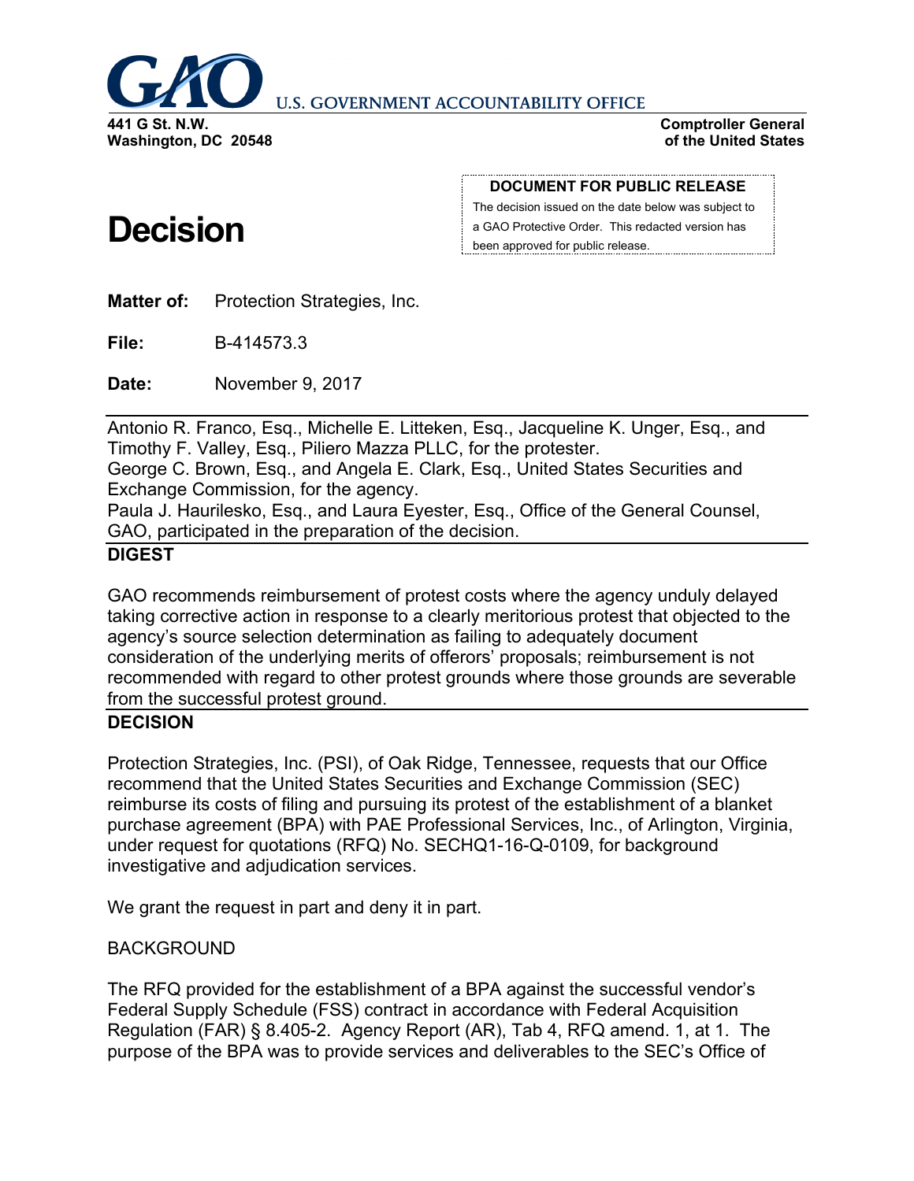# GAO U.S. GOVERNMENT ACCOUNTABILITY OFFICE

**441 G St. N.W.**
**Washington, DC 20548**

**Comptroller General of the United States**

**DOCUMENT FOR PUBLIC RELEASE**
The decision issued on the date below was subject to a GAO Protective Order. This redacted version has been approved for public release.

# Decision

**Matter of:** Protection Strategies, Inc.

**File:** B-414573.3

**Date:** November 9, 2017

Antonio R. Franco, Esq., Michelle E. Litteken, Esq., Jacqueline K. Unger, Esq., and Timothy F. Valley, Esq., Piliero Mazza PLLC, for the protester.
George C. Brown, Esq., and Angela E. Clark, Esq., United States Securities and Exchange Commission, for the agency.
Paula J. Haurilesko, Esq., and Laura Eyester, Esq., Office of the General Counsel, GAO, participated in the preparation of the decision.

**DIGEST**

GAO recommends reimbursement of protest costs where the agency unduly delayed taking corrective action in response to a clearly meritorious protest that objected to the agency's source selection determination as failing to adequately document consideration of the underlying merits of offerors' proposals; reimbursement is not recommended with regard to other protest grounds where those grounds are severable from the successful protest ground.

**DECISION**

Protection Strategies, Inc. (PSI), of Oak Ridge, Tennessee, requests that our Office recommend that the United States Securities and Exchange Commission (SEC) reimburse its costs of filing and pursuing its protest of the establishment of a blanket purchase agreement (BPA) with PAE Professional Services, Inc., of Arlington, Virginia, under request for quotations (RFQ) No. SECHQ1-16-Q-0109, for background investigative and adjudication services.

We grant the request in part and deny it in part.

BACKGROUND

The RFQ provided for the establishment of a BPA against the successful vendor's Federal Supply Schedule (FSS) contract in accordance with Federal Acquisition Regulation (FAR) § 8.405-2. Agency Report (AR), Tab 4, RFQ amend. 1, at 1. The purpose of the BPA was to provide services and deliverables to the SEC's Office of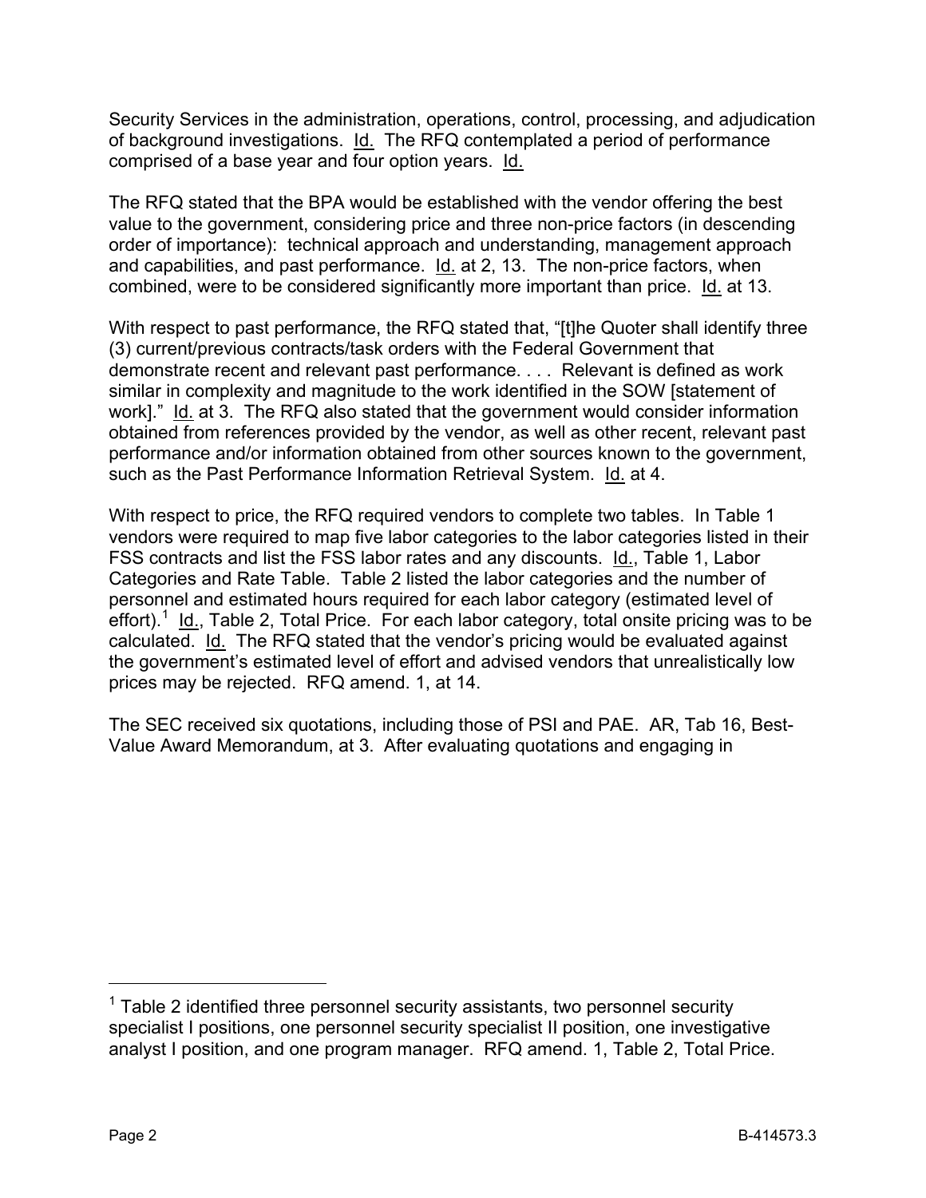Security Services in the administration, operations, control, processing, and adjudication of background investigations. Id. The RFQ contemplated a period of performance comprised of a base year and four option years. Id.

The RFQ stated that the BPA would be established with the vendor offering the best value to the government, considering price and three non-price factors (in descending order of importance): technical approach and understanding, management approach and capabilities, and past performance. Id. at 2, 13. The non-price factors, when combined, were to be considered significantly more important than price. Id. at 13.

With respect to past performance, the RFQ stated that, "[t]he Quoter shall identify three (3) current/previous contracts/task orders with the Federal Government that demonstrate recent and relevant past performance. . . . Relevant is defined as work similar in complexity and magnitude to the work identified in the SOW [statement of work]." Id. at 3. The RFQ also stated that the government would consider information obtained from references provided by the vendor, as well as other recent, relevant past performance and/or information obtained from other sources known to the government, such as the Past Performance Information Retrieval System. Id. at 4.

With respect to price, the RFQ required vendors to complete two tables. In Table 1 vendors were required to map five labor categories to the labor categories listed in their FSS contracts and list the FSS labor rates and any discounts. Id., Table 1, Labor Categories and Rate Table. Table 2 listed the labor categories and the number of personnel and estimated hours required for each labor category (estimated level of effort).[1] Id., Table 2, Total Price. For each labor category, total onsite pricing was to be calculated. Id. The RFQ stated that the vendor's pricing would be evaluated against the government's estimated level of effort and advised vendors that unrealistically low prices may be rejected. RFQ amend. 1, at 14.

The SEC received six quotations, including those of PSI and PAE. AR, Tab 16, Best-Value Award Memorandum, at 3. After evaluating quotations and engaging in

---

[1] Table 2 identified three personnel security assistants, two personnel security specialist I positions, one personnel security specialist II position, one investigative analyst I position, and one program manager. RFQ amend. 1, Table 2, Total Price.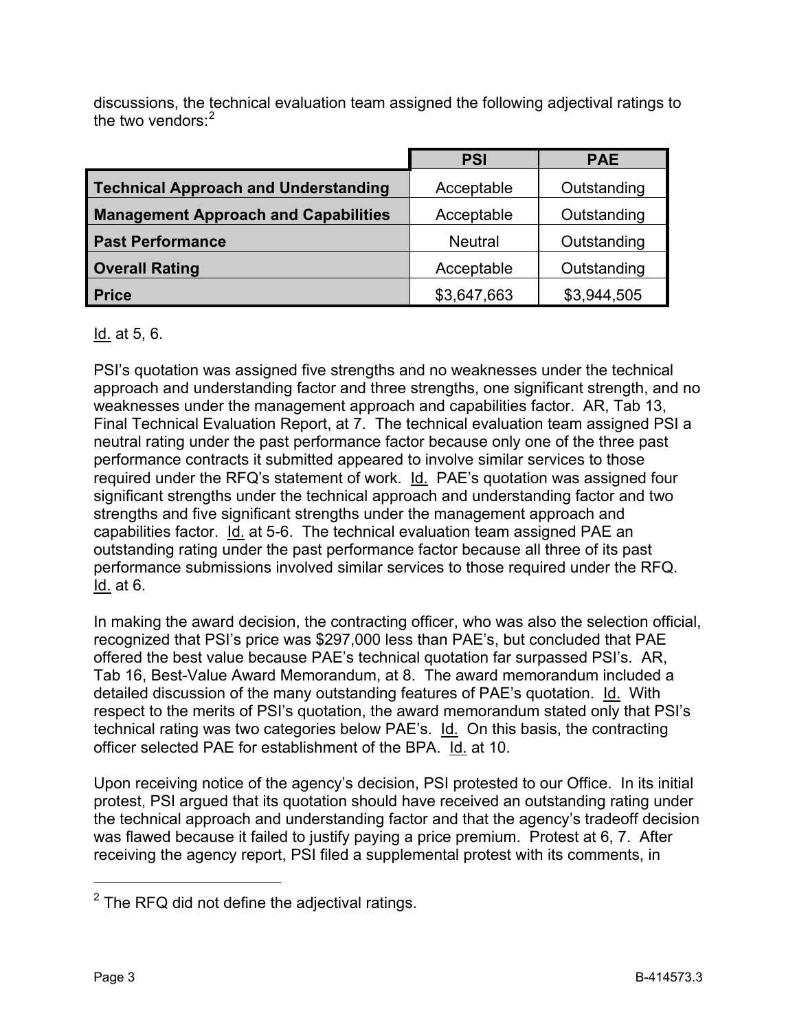discussions, the technical evaluation team assigned the following adjectival ratings to the two vendors:[2]

| | PSI | PAE |
|---|---|---|
| **Technical Approach and Understanding** | Acceptable | Outstanding |
| **Management Approach and Capabilities** | Acceptable | Outstanding |
| **Past Performance** | Neutral | Outstanding |
| **Overall Rating** | Acceptable | Outstanding |
| **Price** | $3,647,663 | $3,944,505 |

Id. at 5, 6.

PSI's quotation was assigned five strengths and no weaknesses under the technical approach and understanding factor and three strengths, one significant strength, and no weaknesses under the management approach and capabilities factor. AR, Tab 13, Final Technical Evaluation Report, at 7. The technical evaluation team assigned PSI a neutral rating under the past performance factor because only one of the three past performance contracts it submitted appeared to involve similar services to those required under the RFQ's statement of work. Id. PAE's quotation was assigned four significant strengths under the technical approach and understanding factor and two strengths and five significant strengths under the management approach and capabilities factor. Id. at 5-6. The technical evaluation team assigned PAE an outstanding rating under the past performance factor because all three of its past performance submissions involved similar services to those required under the RFQ. Id. at 6.

In making the award decision, the contracting officer, who was also the selection official, recognized that PSI's price was $297,000 less than PAE's, but concluded that PAE offered the best value because PAE's technical quotation far surpassed PSI's. AR, Tab 16, Best-Value Award Memorandum, at 8. The award memorandum included a detailed discussion of the many outstanding features of PAE's quotation. Id. With respect to the merits of PSI's quotation, the award memorandum stated only that PSI's technical rating was two categories below PAE's. Id. On this basis, the contracting officer selected PAE for establishment of the BPA. Id. at 10.

Upon receiving notice of the agency's decision, PSI protested to our Office. In its initial protest, PSI argued that its quotation should have received an outstanding rating under the technical approach and understanding factor and that the agency's tradeoff decision was flawed because it failed to justify paying a price premium. Protest at 6, 7. After receiving the agency report, PSI filed a supplemental protest with its comments, in

[2] The RFQ did not define the adjectival ratings.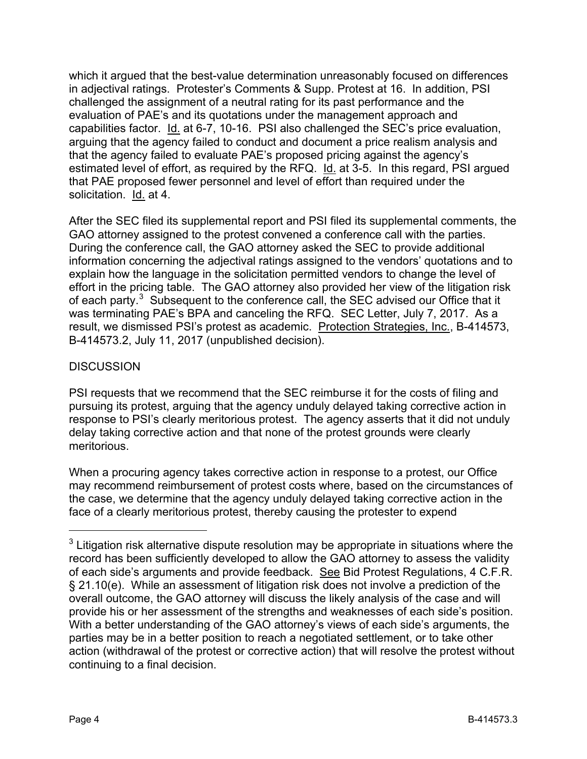which it argued that the best-value determination unreasonably focused on differences in adjectival ratings. Protester's Comments & Supp. Protest at 16. In addition, PSI challenged the assignment of a neutral rating for its past performance and the evaluation of PAE's and its quotations under the management approach and capabilities factor. Id. at 6-7, 10-16. PSI also challenged the SEC's price evaluation, arguing that the agency failed to conduct and document a price realism analysis and that the agency failed to evaluate PAE's proposed pricing against the agency's estimated level of effort, as required by the RFQ. Id. at 3-5. In this regard, PSI argued that PAE proposed fewer personnel and level of effort than required under the solicitation. Id. at 4.

After the SEC filed its supplemental report and PSI filed its supplemental comments, the GAO attorney assigned to the protest convened a conference call with the parties. During the conference call, the GAO attorney asked the SEC to provide additional information concerning the adjectival ratings assigned to the vendors' quotations and to explain how the language in the solicitation permitted vendors to change the level of effort in the pricing table. The GAO attorney also provided her view of the litigation risk of each party.[3] Subsequent to the conference call, the SEC advised our Office that it was terminating PAE's BPA and canceling the RFQ. SEC Letter, July 7, 2017. As a result, we dismissed PSI's protest as academic. Protection Strategies, Inc., B-414573, B-414573.2, July 11, 2017 (unpublished decision).

## DISCUSSION

PSI requests that we recommend that the SEC reimburse it for the costs of filing and pursuing its protest, arguing that the agency unduly delayed taking corrective action in response to PSI's clearly meritorious protest. The agency asserts that it did not unduly delay taking corrective action and that none of the protest grounds were clearly meritorious.

When a procuring agency takes corrective action in response to a protest, our Office may recommend reimbursement of protest costs where, based on the circumstances of the case, we determine that the agency unduly delayed taking corrective action in the face of a clearly meritorious protest, thereby causing the protester to expend

[3] Litigation risk alternative dispute resolution may be appropriate in situations where the record has been sufficiently developed to allow the GAO attorney to assess the validity of each side's arguments and provide feedback. See Bid Protest Regulations, 4 C.F.R. § 21.10(e). While an assessment of litigation risk does not involve a prediction of the overall outcome, the GAO attorney will discuss the likely analysis of the case and will provide his or her assessment of the strengths and weaknesses of each side's position. With a better understanding of the GAO attorney's views of each side's arguments, the parties may be in a better position to reach a negotiated settlement, or to take other action (withdrawal of the protest or corrective action) that will resolve the protest without continuing to a final decision.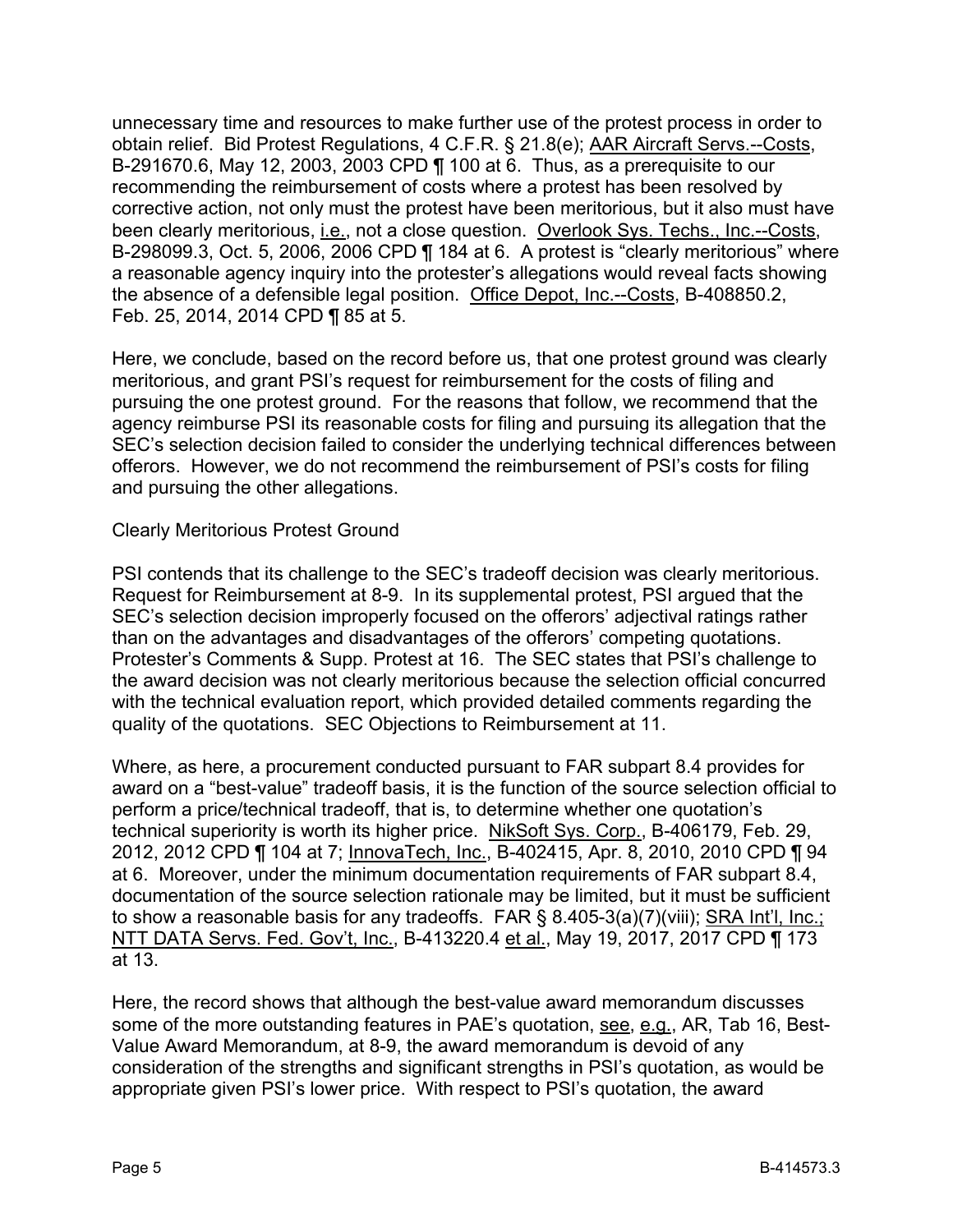unnecessary time and resources to make further use of the protest process in order to obtain relief. Bid Protest Regulations, 4 C.F.R. § 21.8(e); AAR Aircraft Servs.--Costs, B-291670.6, May 12, 2003, 2003 CPD ¶ 100 at 6. Thus, as a prerequisite to our recommending the reimbursement of costs where a protest has been resolved by corrective action, not only must the protest have been meritorious, but it also must have been clearly meritorious, i.e., not a close question. Overlook Sys. Techs., Inc.--Costs, B-298099.3, Oct. 5, 2006, 2006 CPD ¶ 184 at 6. A protest is "clearly meritorious" where a reasonable agency inquiry into the protester's allegations would reveal facts showing the absence of a defensible legal position. Office Depot, Inc.--Costs, B-408850.2, Feb. 25, 2014, 2014 CPD ¶ 85 at 5.

Here, we conclude, based on the record before us, that one protest ground was clearly meritorious, and grant PSI's request for reimbursement for the costs of filing and pursuing the one protest ground. For the reasons that follow, we recommend that the agency reimburse PSI its reasonable costs for filing and pursuing its allegation that the SEC's selection decision failed to consider the underlying technical differences between offerors. However, we do not recommend the reimbursement of PSI's costs for filing and pursuing the other allegations.

Clearly Meritorious Protest Ground

PSI contends that its challenge to the SEC's tradeoff decision was clearly meritorious. Request for Reimbursement at 8-9. In its supplemental protest, PSI argued that the SEC's selection decision improperly focused on the offerors' adjectival ratings rather than on the advantages and disadvantages of the offerors' competing quotations. Protester's Comments & Supp. Protest at 16. The SEC states that PSI's challenge to the award decision was not clearly meritorious because the selection official concurred with the technical evaluation report, which provided detailed comments regarding the quality of the quotations. SEC Objections to Reimbursement at 11.

Where, as here, a procurement conducted pursuant to FAR subpart 8.4 provides for award on a "best-value" tradeoff basis, it is the function of the source selection official to perform a price/technical tradeoff, that is, to determine whether one quotation's technical superiority is worth its higher price. NikSoft Sys. Corp., B-406179, Feb. 29, 2012, 2012 CPD ¶ 104 at 7; InnovaTech, Inc., B-402415, Apr. 8, 2010, 2010 CPD ¶ 94 at 6. Moreover, under the minimum documentation requirements of FAR subpart 8.4, documentation of the source selection rationale may be limited, but it must be sufficient to show a reasonable basis for any tradeoffs. FAR § 8.405-3(a)(7)(viii); SRA Int'l, Inc.; NTT DATA Servs. Fed. Gov't, Inc., B-413220.4 et al., May 19, 2017, 2017 CPD ¶ 173 at 13.

Here, the record shows that although the best-value award memorandum discusses some of the more outstanding features in PAE's quotation, see, e.g., AR, Tab 16, Best-Value Award Memorandum, at 8-9, the award memorandum is devoid of any consideration of the strengths and significant strengths in PSI's quotation, as would be appropriate given PSI's lower price. With respect to PSI's quotation, the award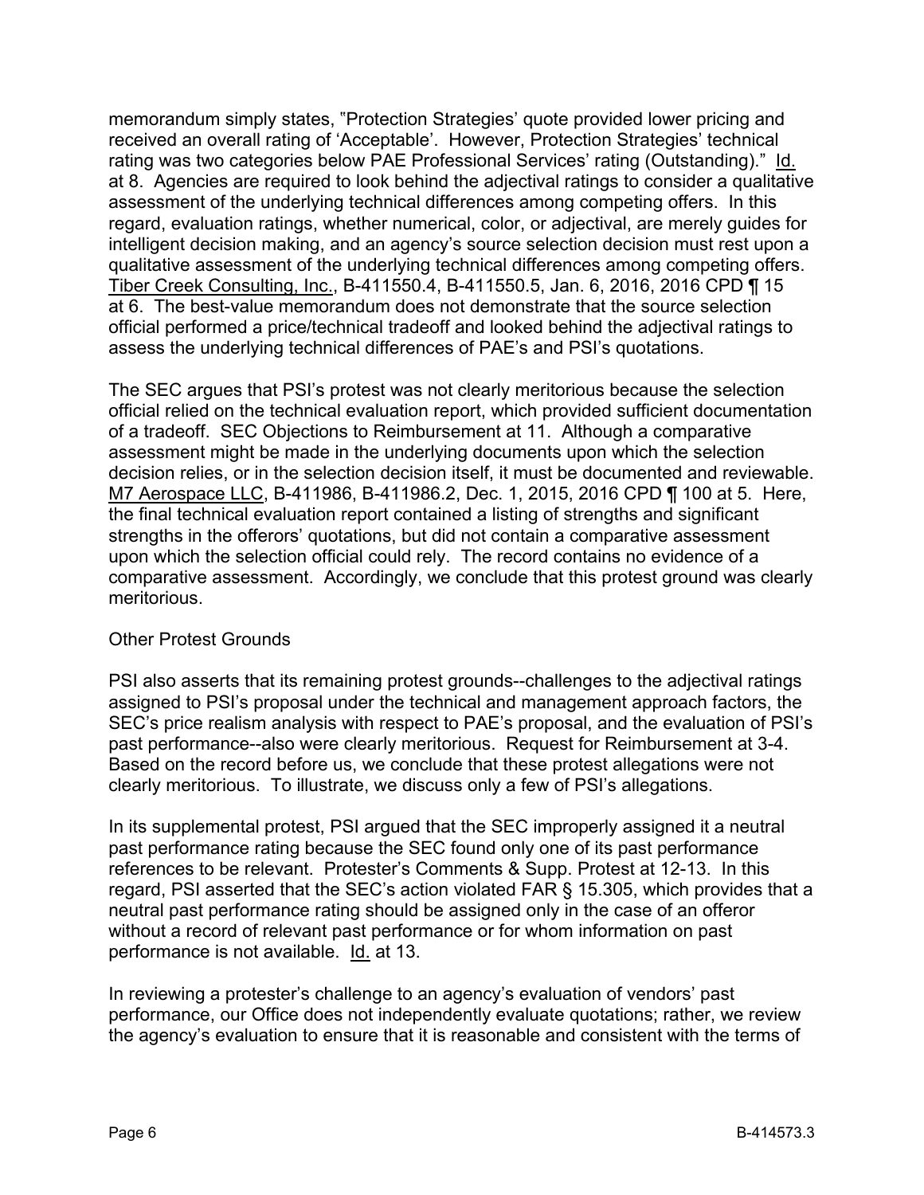memorandum simply states, "Protection Strategies' quote provided lower pricing and received an overall rating of 'Acceptable'. However, Protection Strategies' technical rating was two categories below PAE Professional Services' rating (Outstanding)." Id. at 8. Agencies are required to look behind the adjectival ratings to consider a qualitative assessment of the underlying technical differences among competing offers. In this regard, evaluation ratings, whether numerical, color, or adjectival, are merely guides for intelligent decision making, and an agency's source selection decision must rest upon a qualitative assessment of the underlying technical differences among competing offers. Tiber Creek Consulting, Inc., B-411550.4, B-411550.5, Jan. 6, 2016, 2016 CPD ¶ 15 at 6. The best-value memorandum does not demonstrate that the source selection official performed a price/technical tradeoff and looked behind the adjectival ratings to assess the underlying technical differences of PAE's and PSI's quotations.

The SEC argues that PSI's protest was not clearly meritorious because the selection official relied on the technical evaluation report, which provided sufficient documentation of a tradeoff. SEC Objections to Reimbursement at 11. Although a comparative assessment might be made in the underlying documents upon which the selection decision relies, or in the selection decision itself, it must be documented and reviewable. M7 Aerospace LLC, B-411986, B-411986.2, Dec. 1, 2015, 2016 CPD ¶ 100 at 5. Here, the final technical evaluation report contained a listing of strengths and significant strengths in the offerors' quotations, but did not contain a comparative assessment upon which the selection official could rely. The record contains no evidence of a comparative assessment. Accordingly, we conclude that this protest ground was clearly meritorious.

Other Protest Grounds

PSI also asserts that its remaining protest grounds--challenges to the adjectival ratings assigned to PSI's proposal under the technical and management approach factors, the SEC's price realism analysis with respect to PAE's proposal, and the evaluation of PSI's past performance--also were clearly meritorious. Request for Reimbursement at 3-4. Based on the record before us, we conclude that these protest allegations were not clearly meritorious. To illustrate, we discuss only a few of PSI's allegations.

In its supplemental protest, PSI argued that the SEC improperly assigned it a neutral past performance rating because the SEC found only one of its past performance references to be relevant. Protester's Comments & Supp. Protest at 12-13. In this regard, PSI asserted that the SEC's action violated FAR § 15.305, which provides that a neutral past performance rating should be assigned only in the case of an offeror without a record of relevant past performance or for whom information on past performance is not available. Id. at 13.

In reviewing a protester's challenge to an agency's evaluation of vendors' past performance, our Office does not independently evaluate quotations; rather, we review the agency's evaluation to ensure that it is reasonable and consistent with the terms of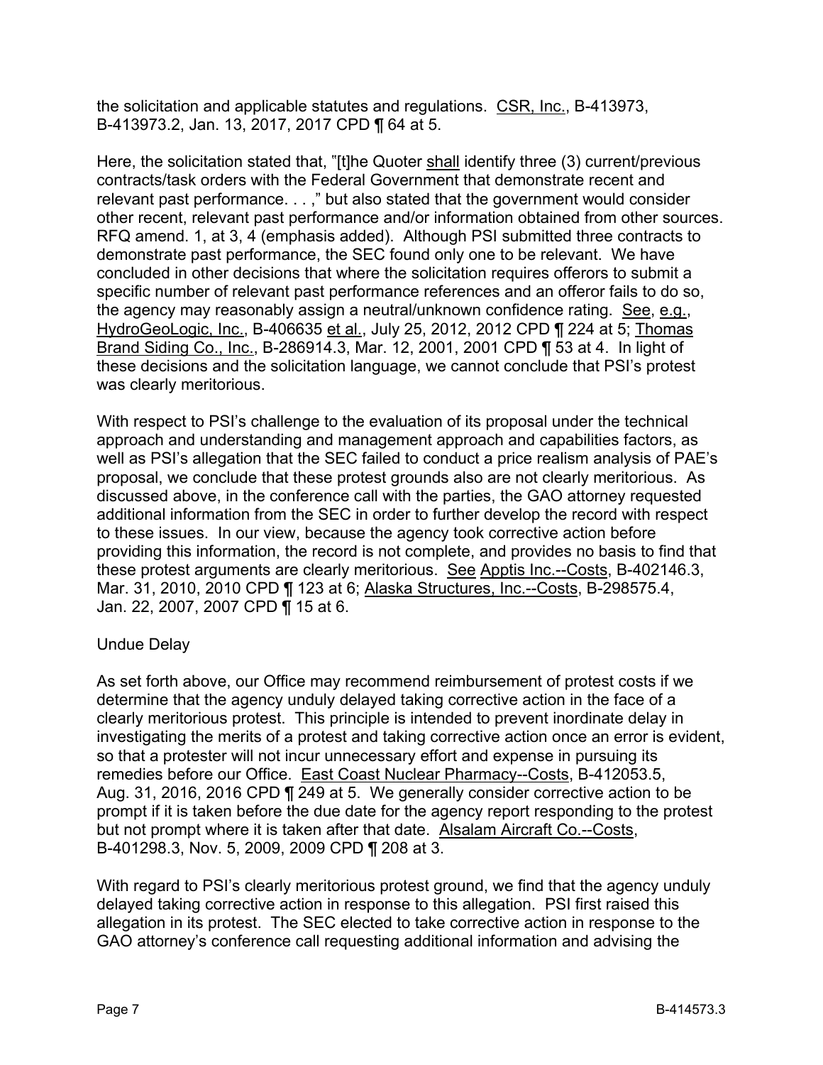the solicitation and applicable statutes and regulations. CSR, Inc., B-413973, B-413973.2, Jan. 13, 2017, 2017 CPD ¶ 64 at 5.

Here, the solicitation stated that, "[t]he Quoter shall identify three (3) current/previous contracts/task orders with the Federal Government that demonstrate recent and relevant past performance. . . ," but also stated that the government would consider other recent, relevant past performance and/or information obtained from other sources. RFQ amend. 1, at 3, 4 (emphasis added). Although PSI submitted three contracts to demonstrate past performance, the SEC found only one to be relevant. We have concluded in other decisions that where the solicitation requires offerors to submit a specific number of relevant past performance references and an offeror fails to do so, the agency may reasonably assign a neutral/unknown confidence rating. See, e.g., HydroGeoLogic, Inc., B-406635 et al., July 25, 2012, 2012 CPD ¶ 224 at 5; Thomas Brand Siding Co., Inc., B-286914.3, Mar. 12, 2001, 2001 CPD ¶ 53 at 4. In light of these decisions and the solicitation language, we cannot conclude that PSI's protest was clearly meritorious.

With respect to PSI's challenge to the evaluation of its proposal under the technical approach and understanding and management approach and capabilities factors, as well as PSI's allegation that the SEC failed to conduct a price realism analysis of PAE's proposal, we conclude that these protest grounds also are not clearly meritorious. As discussed above, in the conference call with the parties, the GAO attorney requested additional information from the SEC in order to further develop the record with respect to these issues. In our view, because the agency took corrective action before providing this information, the record is not complete, and provides no basis to find that these protest arguments are clearly meritorious. See Apptis Inc.--Costs, B-402146.3, Mar. 31, 2010, 2010 CPD ¶ 123 at 6; Alaska Structures, Inc.--Costs, B-298575.4, Jan. 22, 2007, 2007 CPD ¶ 15 at 6.

Undue Delay

As set forth above, our Office may recommend reimbursement of protest costs if we determine that the agency unduly delayed taking corrective action in the face of a clearly meritorious protest. This principle is intended to prevent inordinate delay in investigating the merits of a protest and taking corrective action once an error is evident, so that a protester will not incur unnecessary effort and expense in pursuing its remedies before our Office. East Coast Nuclear Pharmacy--Costs, B-412053.5, Aug. 31, 2016, 2016 CPD ¶ 249 at 5. We generally consider corrective action to be prompt if it is taken before the due date for the agency report responding to the protest but not prompt where it is taken after that date. Alsalam Aircraft Co.--Costs, B-401298.3, Nov. 5, 2009, 2009 CPD ¶ 208 at 3.

With regard to PSI's clearly meritorious protest ground, we find that the agency unduly delayed taking corrective action in response to this allegation. PSI first raised this allegation in its protest. The SEC elected to take corrective action in response to the GAO attorney's conference call requesting additional information and advising the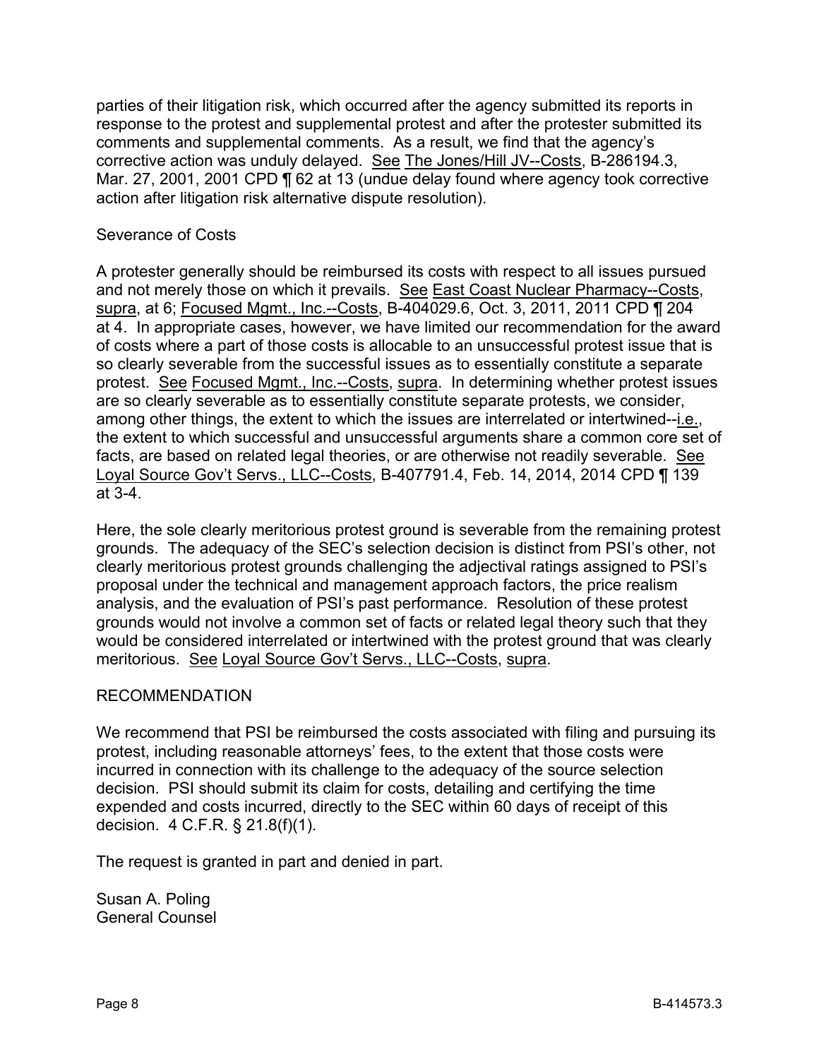parties of their litigation risk, which occurred after the agency submitted its reports in response to the protest and supplemental protest and after the protester submitted its comments and supplemental comments. As a result, we find that the agency's corrective action was unduly delayed. See The Jones/Hill JV--Costs, B-286194.3, Mar. 27, 2001, 2001 CPD ¶ 62 at 13 (undue delay found where agency took corrective action after litigation risk alternative dispute resolution).

Severance of Costs

A protester generally should be reimbursed its costs with respect to all issues pursued and not merely those on which it prevails. See East Coast Nuclear Pharmacy--Costs, supra, at 6; Focused Mgmt., Inc.--Costs, B-404029.6, Oct. 3, 2011, 2011 CPD ¶ 204 at 4. In appropriate cases, however, we have limited our recommendation for the award of costs where a part of those costs is allocable to an unsuccessful protest issue that is so clearly severable from the successful issues as to essentially constitute a separate protest. See Focused Mgmt., Inc.--Costs, supra. In determining whether protest issues are so clearly severable as to essentially constitute separate protests, we consider, among other things, the extent to which the issues are interrelated or intertwined--i.e., the extent to which successful and unsuccessful arguments share a common core set of facts, are based on related legal theories, or are otherwise not readily severable. See Loyal Source Gov't Servs., LLC--Costs, B-407791.4, Feb. 14, 2014, 2014 CPD ¶ 139 at 3-4.

Here, the sole clearly meritorious protest ground is severable from the remaining protest grounds. The adequacy of the SEC's selection decision is distinct from PSI's other, not clearly meritorious protest grounds challenging the adjectival ratings assigned to PSI's proposal under the technical and management approach factors, the price realism analysis, and the evaluation of PSI's past performance. Resolution of these protest grounds would not involve a common set of facts or related legal theory such that they would be considered interrelated or intertwined with the protest ground that was clearly meritorious. See Loyal Source Gov't Servs., LLC--Costs, supra.

RECOMMENDATION

We recommend that PSI be reimbursed the costs associated with filing and pursuing its protest, including reasonable attorneys' fees, to the extent that those costs were incurred in connection with its challenge to the adequacy of the source selection decision. PSI should submit its claim for costs, detailing and certifying the time expended and costs incurred, directly to the SEC within 60 days of receipt of this decision. 4 C.F.R. § 21.8(f)(1).

The request is granted in part and denied in part.

Susan A. Poling
General Counsel